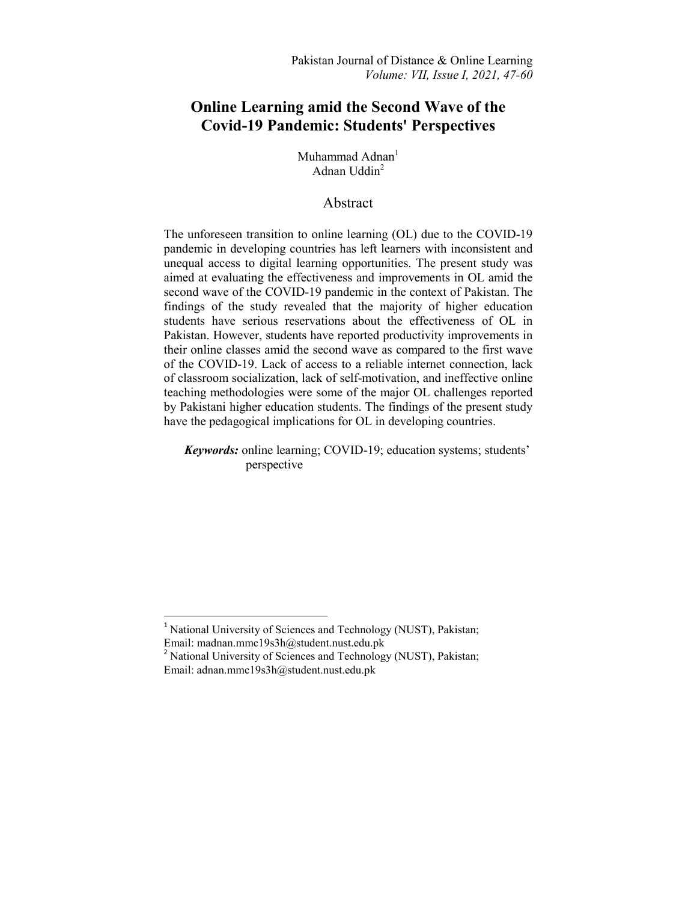# Online Learning amid the Second Wave of the Covid-19 Pandemic: Students' Perspectives

Muhammad Adnan[1]
Adnan Uddin[2]

## Abstract

The unforeseen transition to online learning (OL) due to the COVID-19 pandemic in developing countries has left learners with inconsistent and unequal access to digital learning opportunities. The present study was aimed at evaluating the effectiveness and improvements in OL amid the second wave of the COVID-19 pandemic in the context of Pakistan. The findings of the study revealed that the majority of higher education students have serious reservations about the effectiveness of OL in Pakistan. However, students have reported productivity improvements in their online classes amid the second wave as compared to the first wave of the COVID-19. Lack of access to a reliable internet connection, lack of classroom socialization, lack of self-motivation, and ineffective online teaching methodologies were some of the major OL challenges reported by Pakistani higher education students. The findings of the present study have the pedagogical implications for OL in developing countries.

***Keywords:*** online learning; COVID-19; education systems; students' perspective

---

[1] National University of Sciences and Technology (NUST), Pakistan; Email: madnan.mmc19s3h@student.nust.edu.pk

[2] National University of Sciences and Technology (NUST), Pakistan; Email: adnan.mmc19s3h@student.nust.edu.pk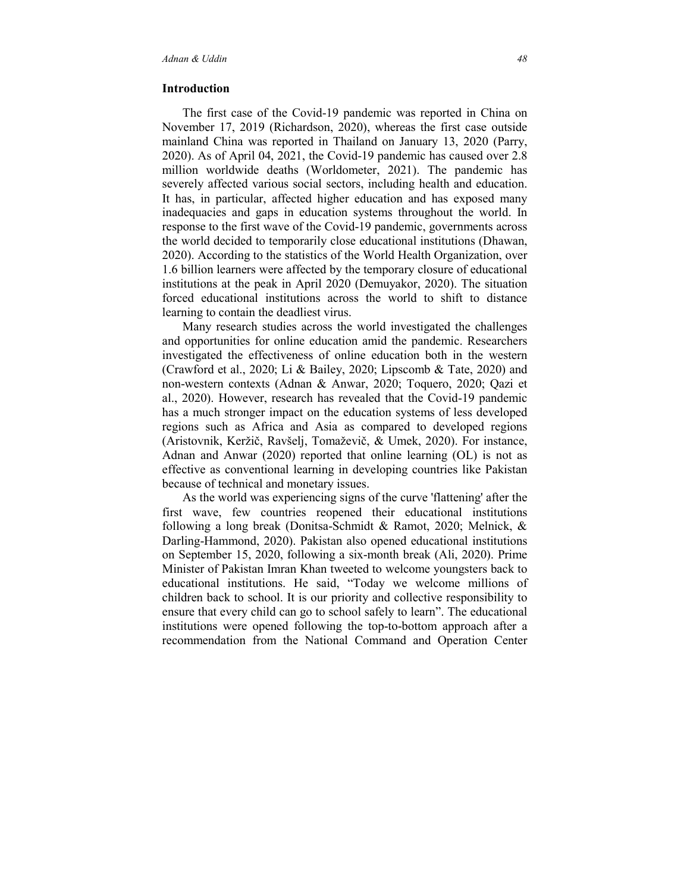## Introduction

The first case of the Covid-19 pandemic was reported in China on November 17, 2019 (Richardson, 2020), whereas the first case outside mainland China was reported in Thailand on January 13, 2020 (Parry, 2020). As of April 04, 2021, the Covid-19 pandemic has caused over 2.8 million worldwide deaths (Worldometer, 2021). The pandemic has severely affected various social sectors, including health and education. It has, in particular, affected higher education and has exposed many inadequacies and gaps in education systems throughout the world. In response to the first wave of the Covid-19 pandemic, governments across the world decided to temporarily close educational institutions (Dhawan, 2020). According to the statistics of the World Health Organization, over 1.6 billion learners were affected by the temporary closure of educational institutions at the peak in April 2020 (Demuyakor, 2020). The situation forced educational institutions across the world to shift to distance learning to contain the deadliest virus.

Many research studies across the world investigated the challenges and opportunities for online education amid the pandemic. Researchers investigated the effectiveness of online education both in the western (Crawford et al., 2020; Li & Bailey, 2020; Lipscomb & Tate, 2020) and non-western contexts (Adnan & Anwar, 2020; Toquero, 2020; Qazi et al., 2020). However, research has revealed that the Covid-19 pandemic has a much stronger impact on the education systems of less developed regions such as Africa and Asia as compared to developed regions (Aristovnik, Keržič, Ravšelj, Tomaževič, & Umek, 2020). For instance, Adnan and Anwar (2020) reported that online learning (OL) is not as effective as conventional learning in developing countries like Pakistan because of technical and monetary issues.

As the world was experiencing signs of the curve 'flattening' after the first wave, few countries reopened their educational institutions following a long break (Donitsa-Schmidt & Ramot, 2020; Melnick, & Darling-Hammond, 2020). Pakistan also opened educational institutions on September 15, 2020, following a six-month break (Ali, 2020). Prime Minister of Pakistan Imran Khan tweeted to welcome youngsters back to educational institutions. He said, "Today we welcome millions of children back to school. It is our priority and collective responsibility to ensure that every child can go to school safely to learn". The educational institutions were opened following the top-to-bottom approach after a recommendation from the National Command and Operation Center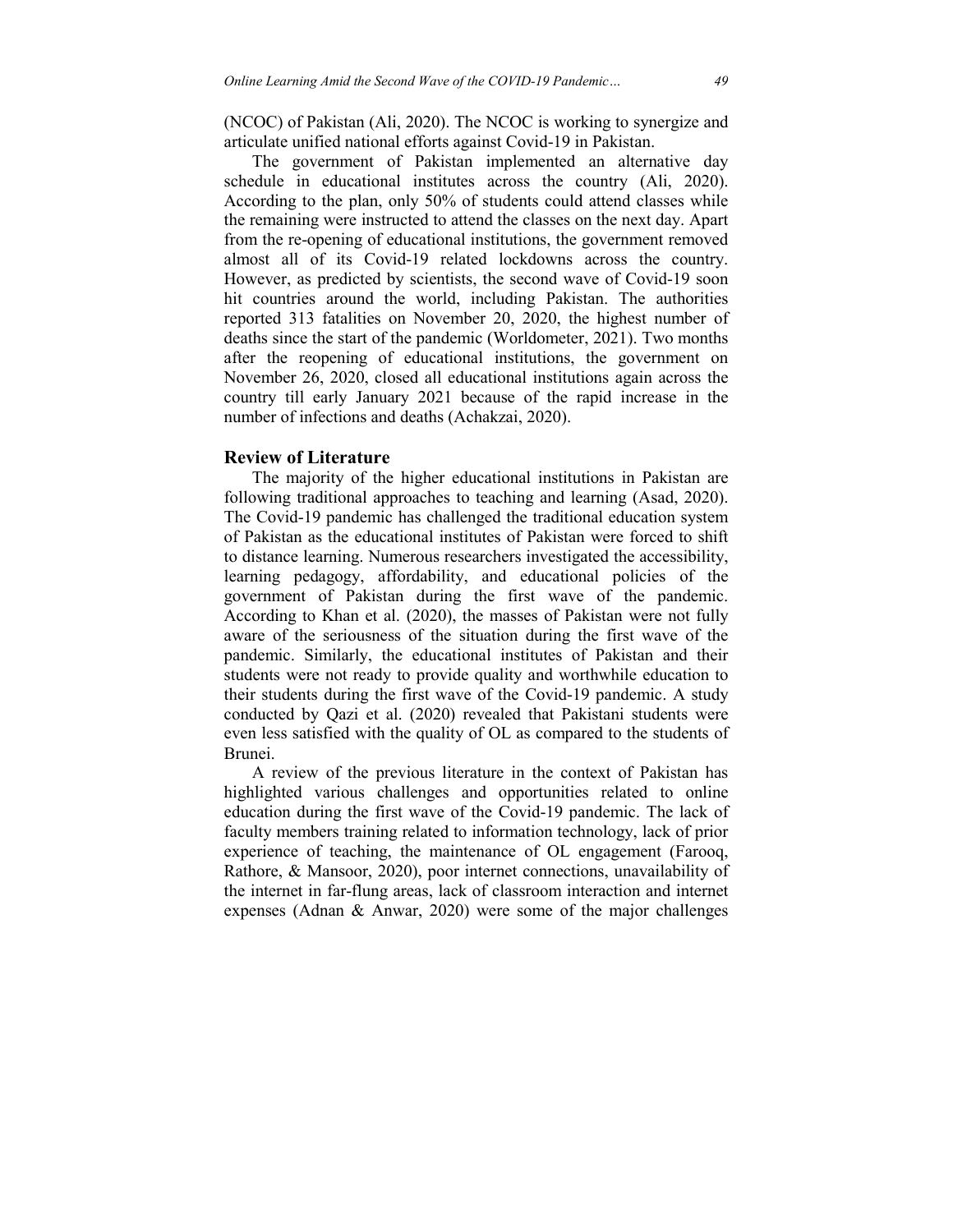(NCOC) of Pakistan (Ali, 2020). The NCOC is working to synergize and articulate unified national efforts against Covid-19 in Pakistan.

The government of Pakistan implemented an alternative day schedule in educational institutes across the country (Ali, 2020). According to the plan, only 50% of students could attend classes while the remaining were instructed to attend the classes on the next day. Apart from the re-opening of educational institutions, the government removed almost all of its Covid-19 related lockdowns across the country. However, as predicted by scientists, the second wave of Covid-19 soon hit countries around the world, including Pakistan. The authorities reported 313 fatalities on November 20, 2020, the highest number of deaths since the start of the pandemic (Worldometer, 2021). Two months after the reopening of educational institutions, the government on November 26, 2020, closed all educational institutions again across the country till early January 2021 because of the rapid increase in the number of infections and deaths (Achakzai, 2020).

## Review of Literature

The majority of the higher educational institutions in Pakistan are following traditional approaches to teaching and learning (Asad, 2020). The Covid-19 pandemic has challenged the traditional education system of Pakistan as the educational institutes of Pakistan were forced to shift to distance learning. Numerous researchers investigated the accessibility, learning pedagogy, affordability, and educational policies of the government of Pakistan during the first wave of the pandemic. According to Khan et al. (2020), the masses of Pakistan were not fully aware of the seriousness of the situation during the first wave of the pandemic. Similarly, the educational institutes of Pakistan and their students were not ready to provide quality and worthwhile education to their students during the first wave of the Covid-19 pandemic. A study conducted by Qazi et al. (2020) revealed that Pakistani students were even less satisfied with the quality of OL as compared to the students of Brunei.

A review of the previous literature in the context of Pakistan has highlighted various challenges and opportunities related to online education during the first wave of the Covid-19 pandemic. The lack of faculty members training related to information technology, lack of prior experience of teaching, the maintenance of OL engagement (Farooq, Rathore, & Mansoor, 2020), poor internet connections, unavailability of the internet in far-flung areas, lack of classroom interaction and internet expenses (Adnan & Anwar, 2020) were some of the major challenges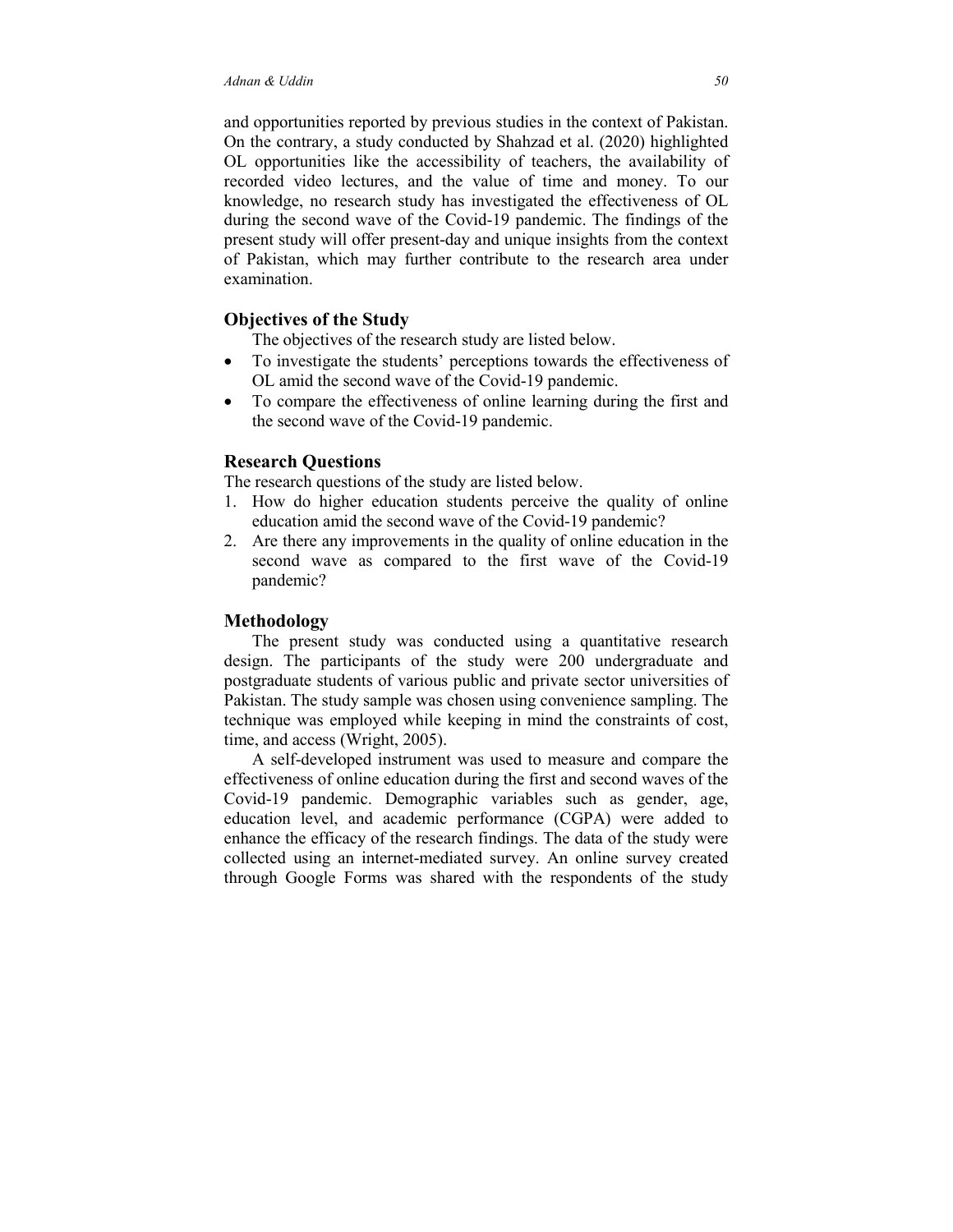and opportunities reported by previous studies in the context of Pakistan. On the contrary, a study conducted by Shahzad et al. (2020) highlighted OL opportunities like the accessibility of teachers, the availability of recorded video lectures, and the value of time and money. To our knowledge, no research study has investigated the effectiveness of OL during the second wave of the Covid-19 pandemic. The findings of the present study will offer present-day and unique insights from the context of Pakistan, which may further contribute to the research area under examination.

## Objectives of the Study

The objectives of the research study are listed below.

- To investigate the students' perceptions towards the effectiveness of OL amid the second wave of the Covid-19 pandemic.
- To compare the effectiveness of online learning during the first and the second wave of the Covid-19 pandemic.

## Research Questions

The research questions of the study are listed below.

1. How do higher education students perceive the quality of online education amid the second wave of the Covid-19 pandemic?
2. Are there any improvements in the quality of online education in the second wave as compared to the first wave of the Covid-19 pandemic?

## Methodology

The present study was conducted using a quantitative research design. The participants of the study were 200 undergraduate and postgraduate students of various public and private sector universities of Pakistan. The study sample was chosen using convenience sampling. The technique was employed while keeping in mind the constraints of cost, time, and access (Wright, 2005).

A self-developed instrument was used to measure and compare the effectiveness of online education during the first and second waves of the Covid-19 pandemic. Demographic variables such as gender, age, education level, and academic performance (CGPA) were added to enhance the efficacy of the research findings. The data of the study were collected using an internet-mediated survey. An online survey created through Google Forms was shared with the respondents of the study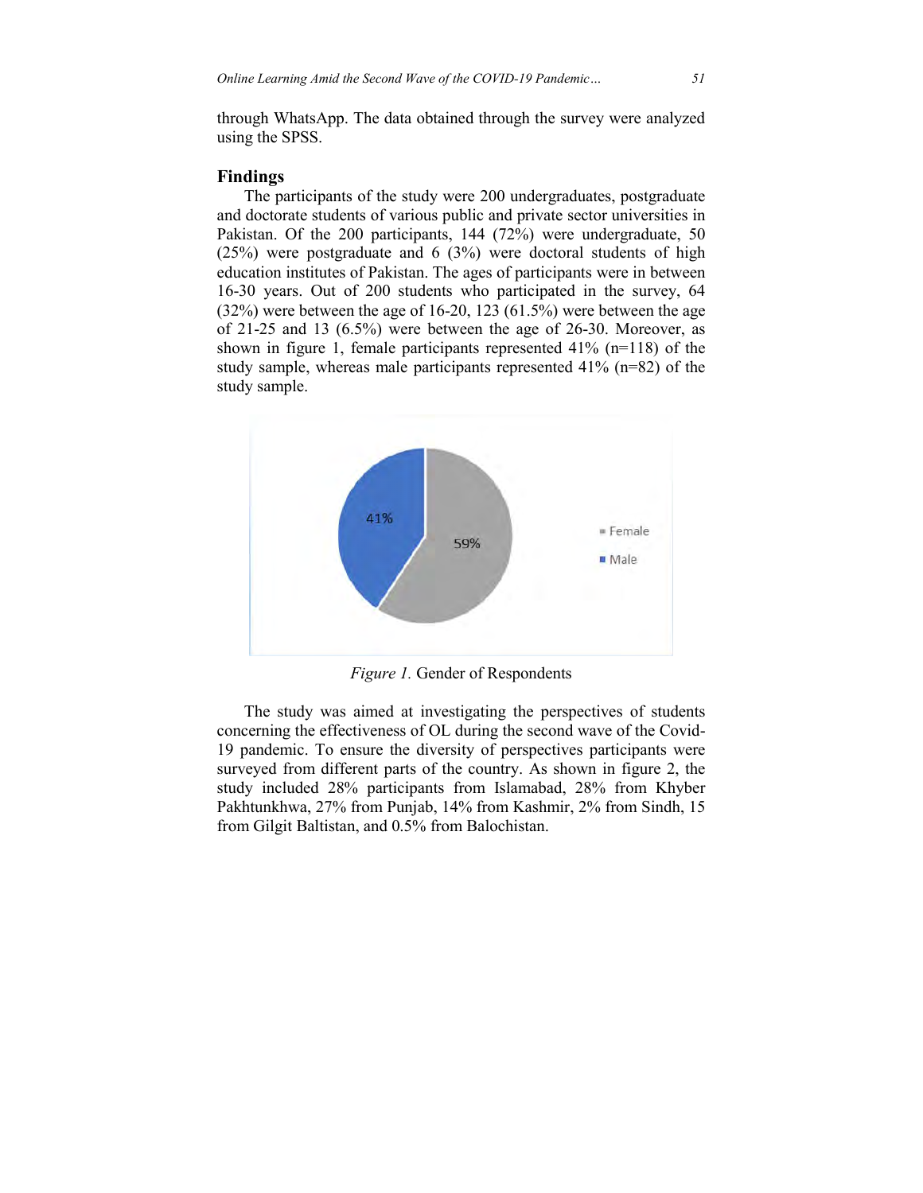through WhatsApp. The data obtained through the survey were analyzed using the SPSS.

## Findings

The participants of the study were 200 undergraduates, postgraduate and doctorate students of various public and private sector universities in Pakistan. Of the 200 participants, 144 (72%) were undergraduate, 50 (25%) were postgraduate and 6 (3%) were doctoral students of high education institutes of Pakistan. The ages of participants were in between 16-30 years. Out of 200 students who participated in the survey, 64 (32%) were between the age of 16-20, 123 (61.5%) were between the age of 21-25 and 13 (6.5%) were between the age of 26-30. Moreover, as shown in figure 1, female participants represented 41% (n=118) of the study sample, whereas male participants represented 41% (n=82) of the study sample.

*Figure 1.* Gender of Respondents

The study was aimed at investigating the perspectives of students concerning the effectiveness of OL during the second wave of the Covid-19 pandemic. To ensure the diversity of perspectives participants were surveyed from different parts of the country. As shown in figure 2, the study included 28% participants from Islamabad, 28% from Khyber Pakhtunkhwa, 27% from Punjab, 14% from Kashmir, 2% from Sindh, 15 from Gilgit Baltistan, and 0.5% from Balochistan.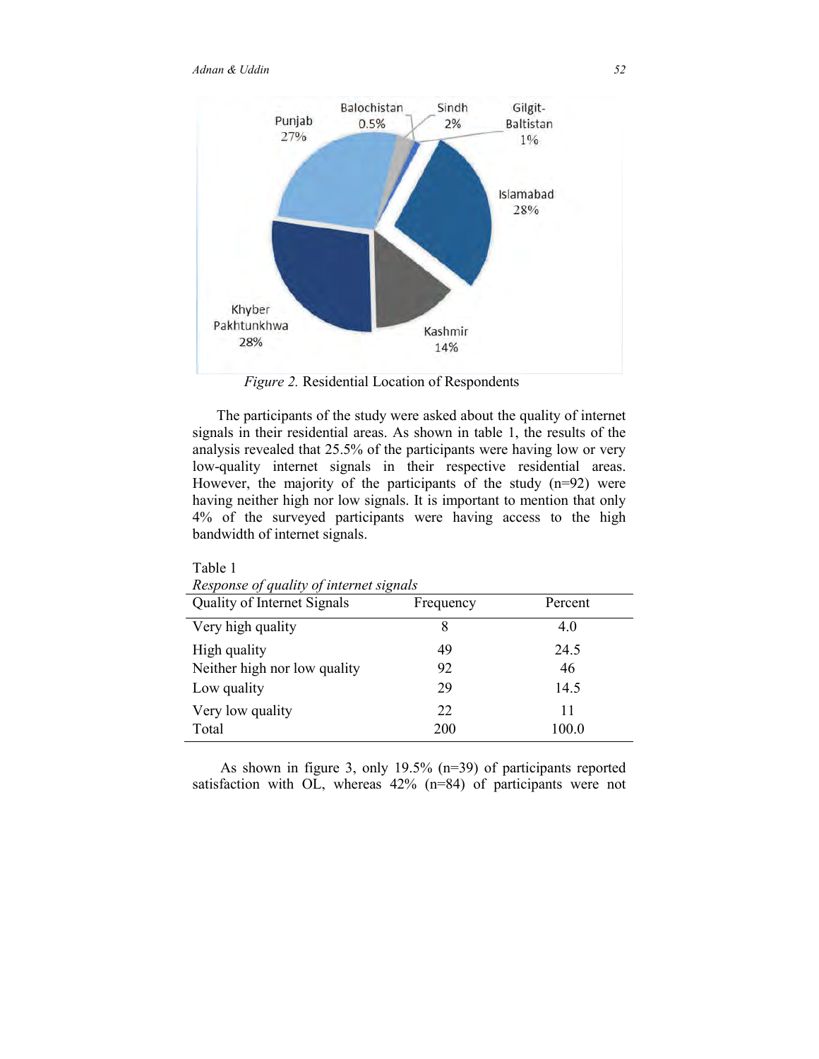*Figure 2.* Residential Location of Respondents

The participants of the study were asked about the quality of internet signals in their residential areas. As shown in table 1, the results of the analysis revealed that 25.5% of the participants were having low or very low-quality internet signals in their respective residential areas. However, the majority of the participants of the study (n=92) were having neither high nor low signals. It is important to mention that only 4% of the surveyed participants were having access to the high bandwidth of internet signals.

Table 1
*Response of quality of internet signals*

| Quality of Internet Signals | Frequency | Percent |
|---|---|---|
| Very high quality | 8 | 4.0 |
| High quality | 49 | 24.5 |
| Neither high nor low quality | 92 | 46 |
| Low quality | 29 | 14.5 |
| Very low quality | 22 | 11 |
| Total | 200 | 100.0 |

As shown in figure 3, only 19.5% (n=39) of participants reported satisfaction with OL, whereas 42% (n=84) of participants were not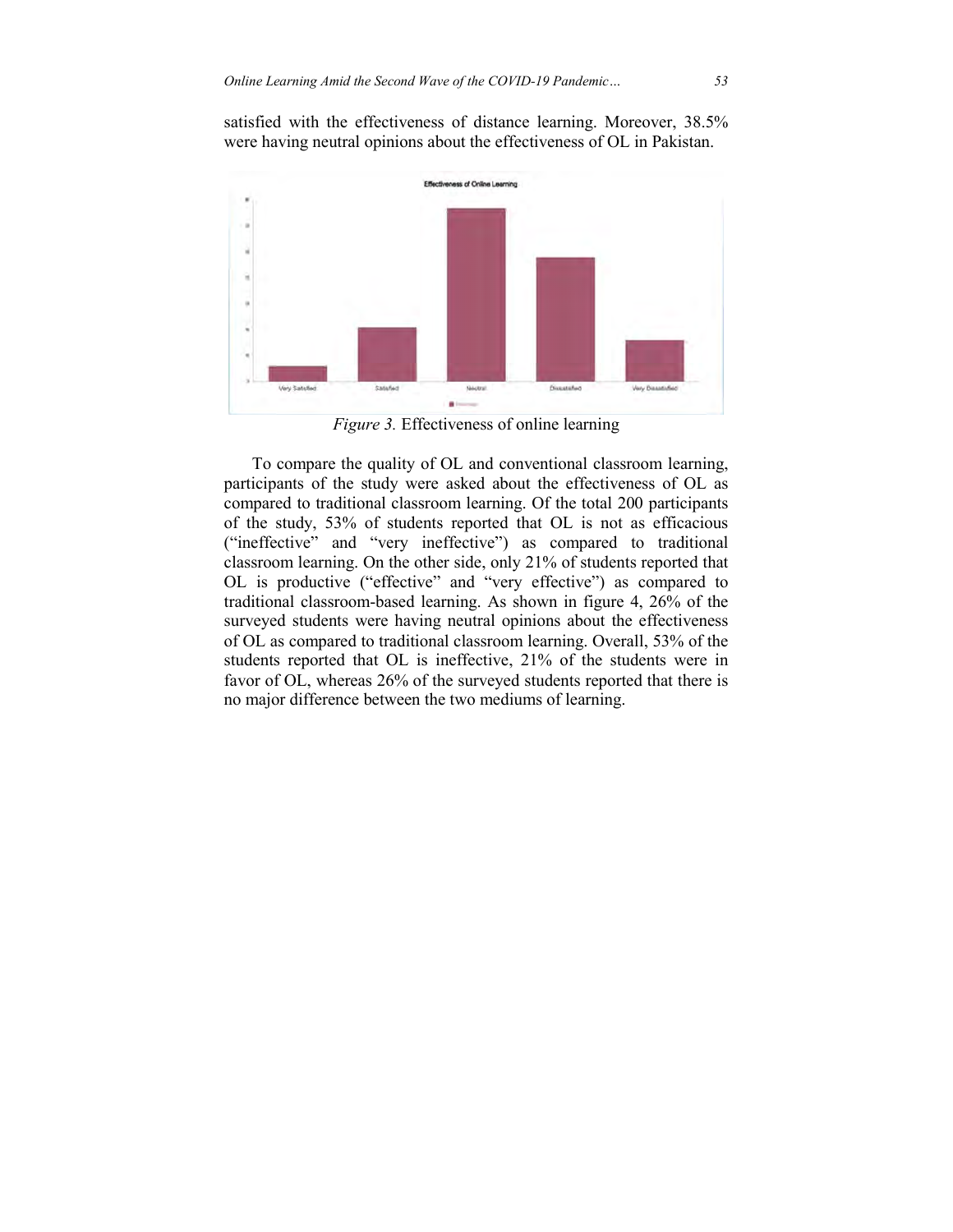satisfied with the effectiveness of distance learning. Moreover, 38.5% were having neutral opinions about the effectiveness of OL in Pakistan.

*Figure 3.* Effectiveness of online learning

To compare the quality of OL and conventional classroom learning, participants of the study were asked about the effectiveness of OL as compared to traditional classroom learning. Of the total 200 participants of the study, 53% of students reported that OL is not as efficacious ("ineffective" and "very ineffective") as compared to traditional classroom learning. On the other side, only 21% of students reported that OL is productive ("effective" and "very effective") as compared to traditional classroom-based learning. As shown in figure 4, 26% of the surveyed students were having neutral opinions about the effectiveness of OL as compared to traditional classroom learning. Overall, 53% of the students reported that OL is ineffective, 21% of the students were in favor of OL, whereas 26% of the surveyed students reported that there is no major difference between the two mediums of learning.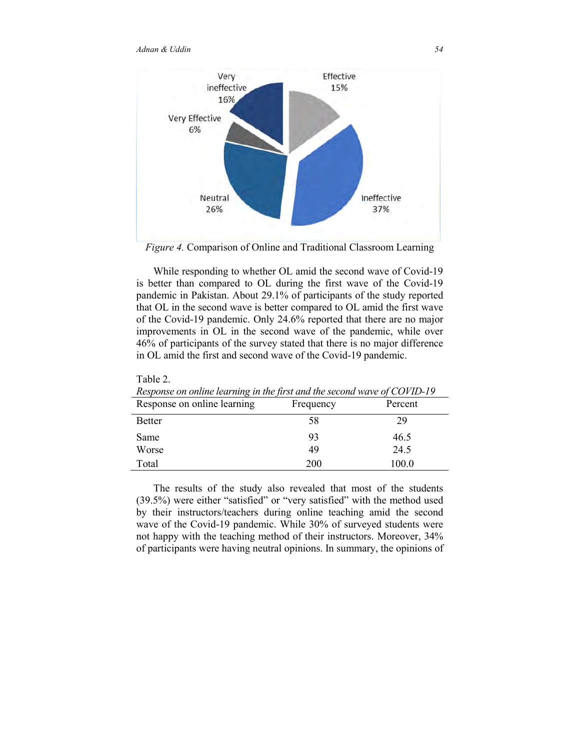*Figure 4.* Comparison of Online and Traditional Classroom Learning

While responding to whether OL amid the second wave of Covid-19 is better than compared to OL during the first wave of the Covid-19 pandemic in Pakistan. About 29.1% of participants of the study reported that OL in the second wave is better compared to OL amid the first wave of the Covid-19 pandemic. Only 24.6% reported that there are no major improvements in OL in the second wave of the pandemic, while over 46% of participants of the survey stated that there is no major difference in OL amid the first and second wave of the Covid-19 pandemic.

Table 2.
*Response on online learning in the first and the second wave of COVID-19*

| Response on online learning | Frequency | Percent |
|---|---|---|
| Better | 58 | 29 |
| Same | 93 | 46.5 |
| Worse | 49 | 24.5 |
| Total | 200 | 100.0 |

The results of the study also revealed that most of the students (39.5%) were either "satisfied" or "very satisfied" with the method used by their instructors/teachers during online teaching amid the second wave of the Covid-19 pandemic. While 30% of surveyed students were not happy with the teaching method of their instructors. Moreover, 34% of participants were having neutral opinions. In summary, the opinions of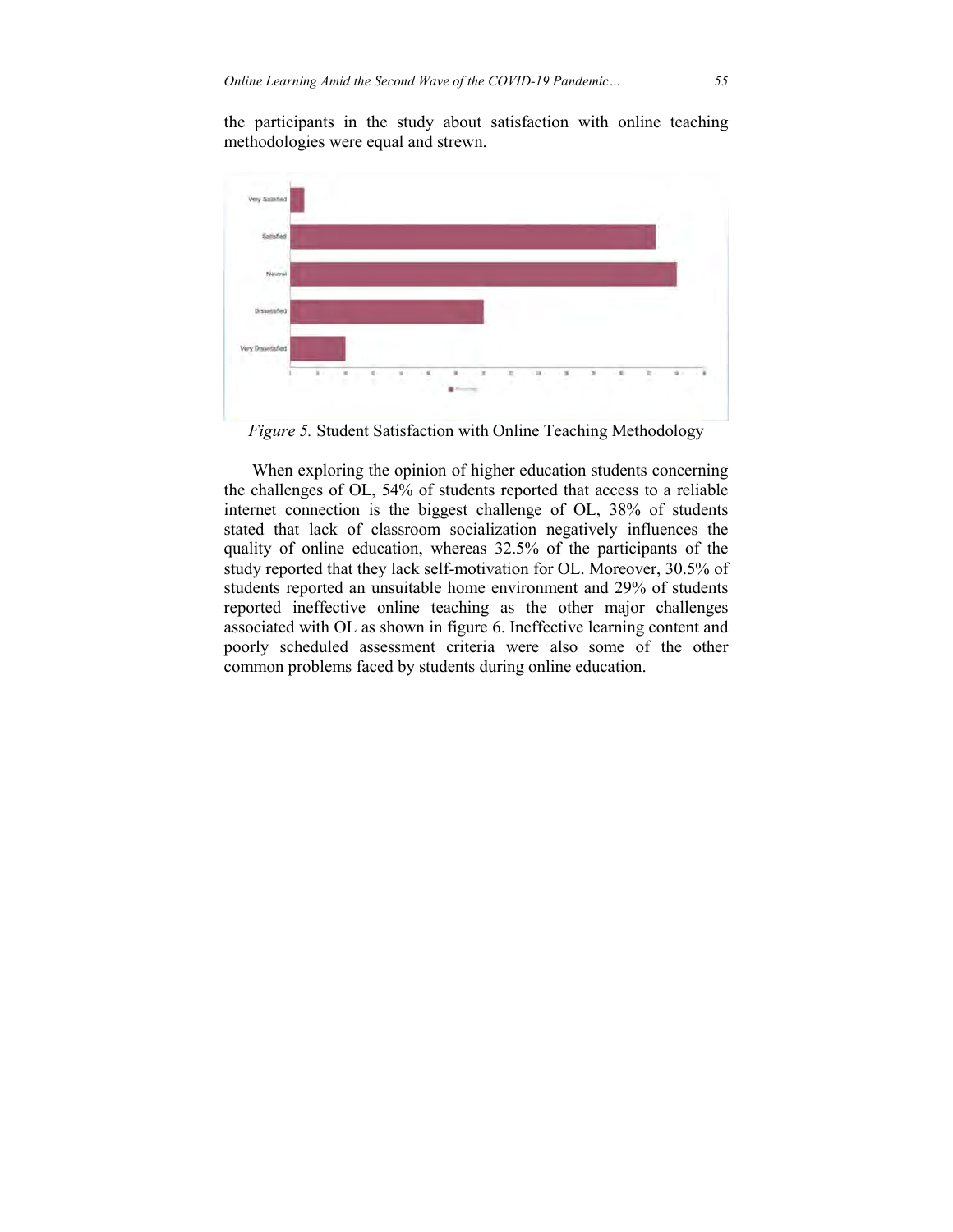the participants in the study about satisfaction with online teaching methodologies were equal and strewn.

*Figure 5.* Student Satisfaction with Online Teaching Methodology

When exploring the opinion of higher education students concerning the challenges of OL, 54% of students reported that access to a reliable internet connection is the biggest challenge of OL, 38% of students stated that lack of classroom socialization negatively influences the quality of online education, whereas 32.5% of the participants of the study reported that they lack self-motivation for OL. Moreover, 30.5% of students reported an unsuitable home environment and 29% of students reported ineffective online teaching as the other major challenges associated with OL as shown in figure 6. Ineffective learning content and poorly scheduled assessment criteria were also some of the other common problems faced by students during online education.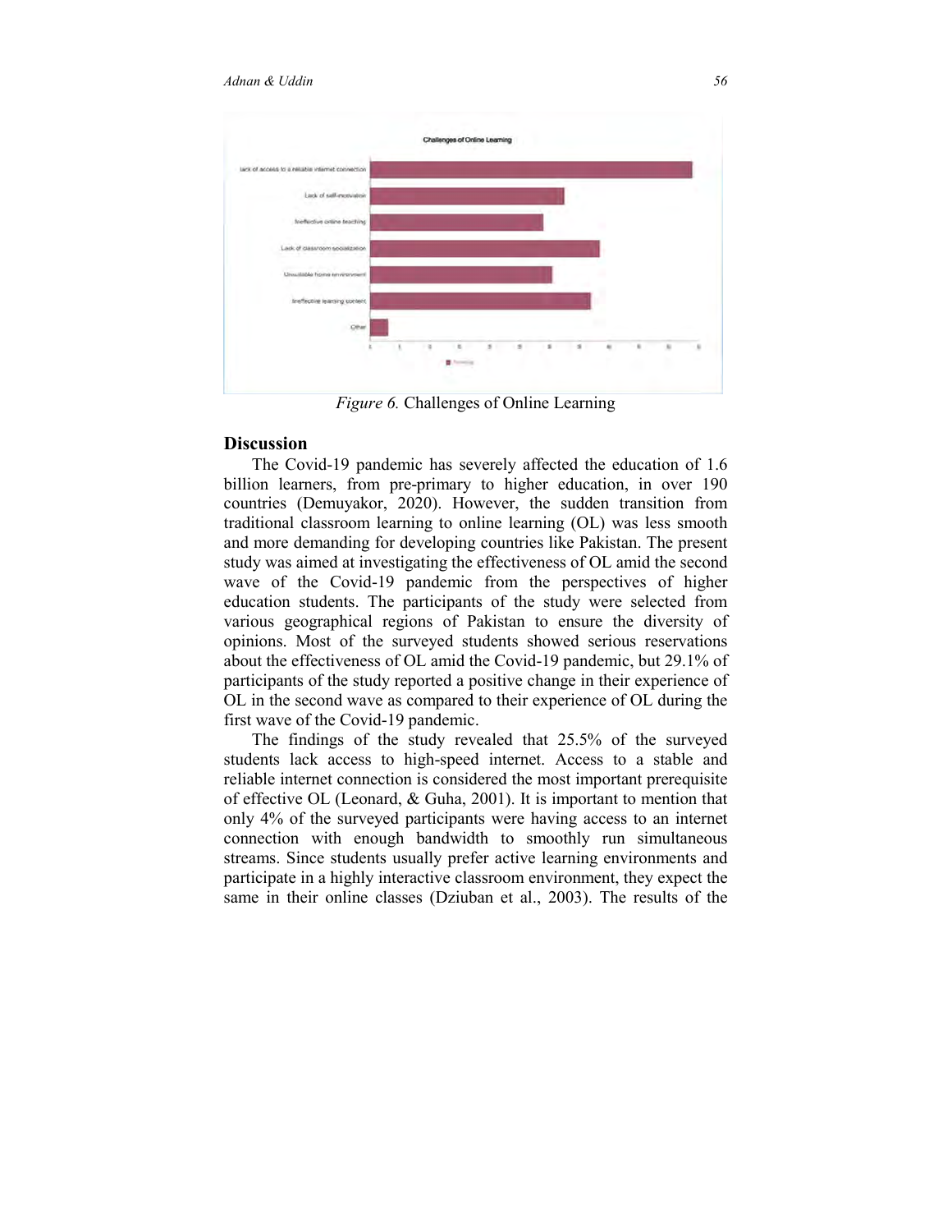Figure 6. Challenges of Online Learning

## Discussion

The Covid-19 pandemic has severely affected the education of 1.6 billion learners, from pre-primary to higher education, in over 190 countries (Demuyakor, 2020). However, the sudden transition from traditional classroom learning to online learning (OL) was less smooth and more demanding for developing countries like Pakistan. The present study was aimed at investigating the effectiveness of OL amid the second wave of the Covid-19 pandemic from the perspectives of higher education students. The participants of the study were selected from various geographical regions of Pakistan to ensure the diversity of opinions. Most of the surveyed students showed serious reservations about the effectiveness of OL amid the Covid-19 pandemic, but 29.1% of participants of the study reported a positive change in their experience of OL in the second wave as compared to their experience of OL during the first wave of the Covid-19 pandemic.

The findings of the study revealed that 25.5% of the surveyed students lack access to high-speed internet. Access to a stable and reliable internet connection is considered the most important prerequisite of effective OL (Leonard, & Guha, 2001). It is important to mention that only 4% of the surveyed participants were having access to an internet connection with enough bandwidth to smoothly run simultaneous streams. Since students usually prefer active learning environments and participate in a highly interactive classroom environment, they expect the same in their online classes (Dziuban et al., 2003). The results of the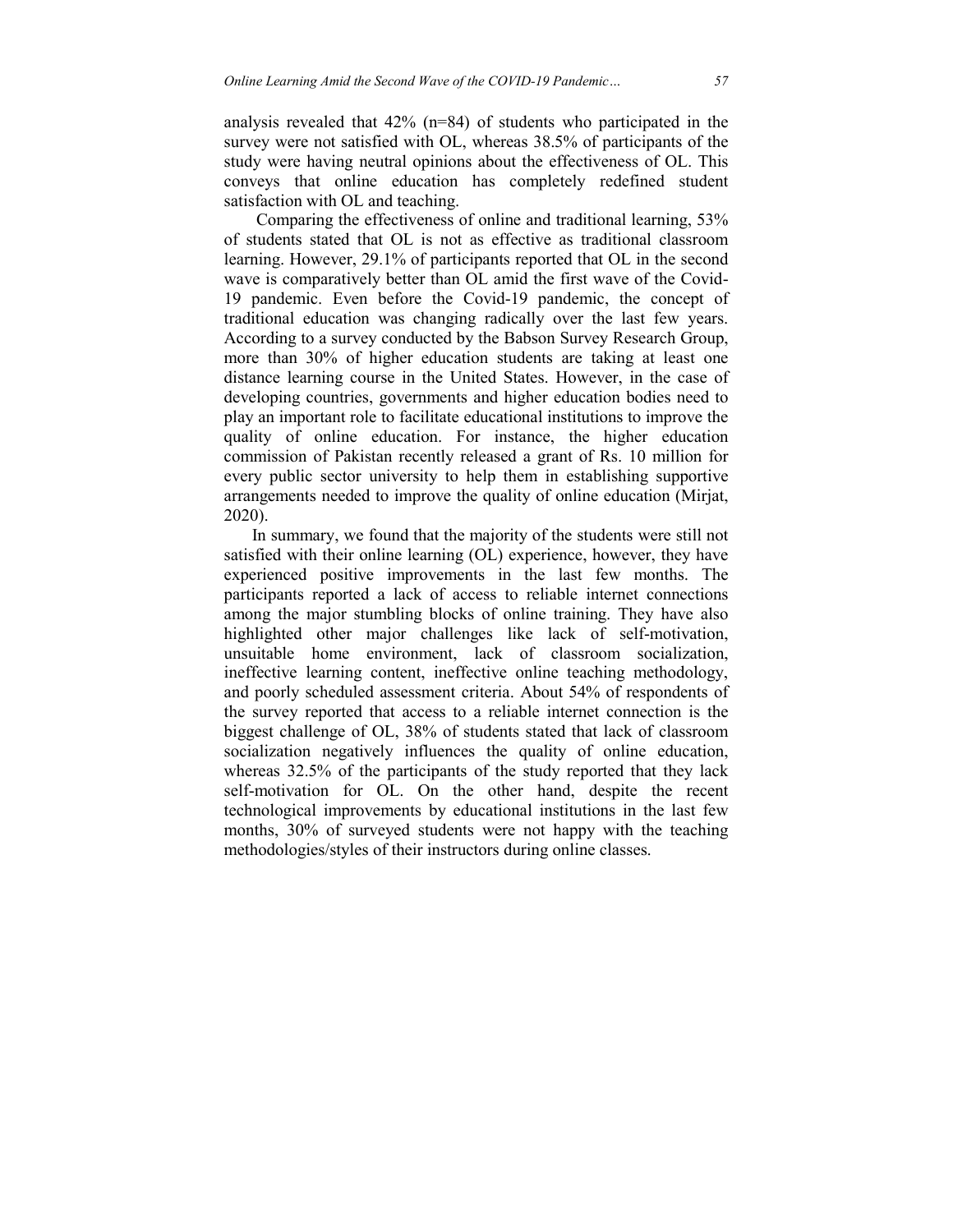analysis revealed that 42% (n=84) of students who participated in the survey were not satisfied with OL, whereas 38.5% of participants of the study were having neutral opinions about the effectiveness of OL. This conveys that online education has completely redefined student satisfaction with OL and teaching.

Comparing the effectiveness of online and traditional learning, 53% of students stated that OL is not as effective as traditional classroom learning. However, 29.1% of participants reported that OL in the second wave is comparatively better than OL amid the first wave of the Covid-19 pandemic. Even before the Covid-19 pandemic, the concept of traditional education was changing radically over the last few years. According to a survey conducted by the Babson Survey Research Group, more than 30% of higher education students are taking at least one distance learning course in the United States. However, in the case of developing countries, governments and higher education bodies need to play an important role to facilitate educational institutions to improve the quality of online education. For instance, the higher education commission of Pakistan recently released a grant of Rs. 10 million for every public sector university to help them in establishing supportive arrangements needed to improve the quality of online education (Mirjat, 2020).

In summary, we found that the majority of the students were still not satisfied with their online learning (OL) experience, however, they have experienced positive improvements in the last few months. The participants reported a lack of access to reliable internet connections among the major stumbling blocks of online training. They have also highlighted other major challenges like lack of self-motivation, unsuitable home environment, lack of classroom socialization, ineffective learning content, ineffective online teaching methodology, and poorly scheduled assessment criteria. About 54% of respondents of the survey reported that access to a reliable internet connection is the biggest challenge of OL, 38% of students stated that lack of classroom socialization negatively influences the quality of online education, whereas 32.5% of the participants of the study reported that they lack self-motivation for OL. On the other hand, despite the recent technological improvements by educational institutions in the last few months, 30% of surveyed students were not happy with the teaching methodologies/styles of their instructors during online classes.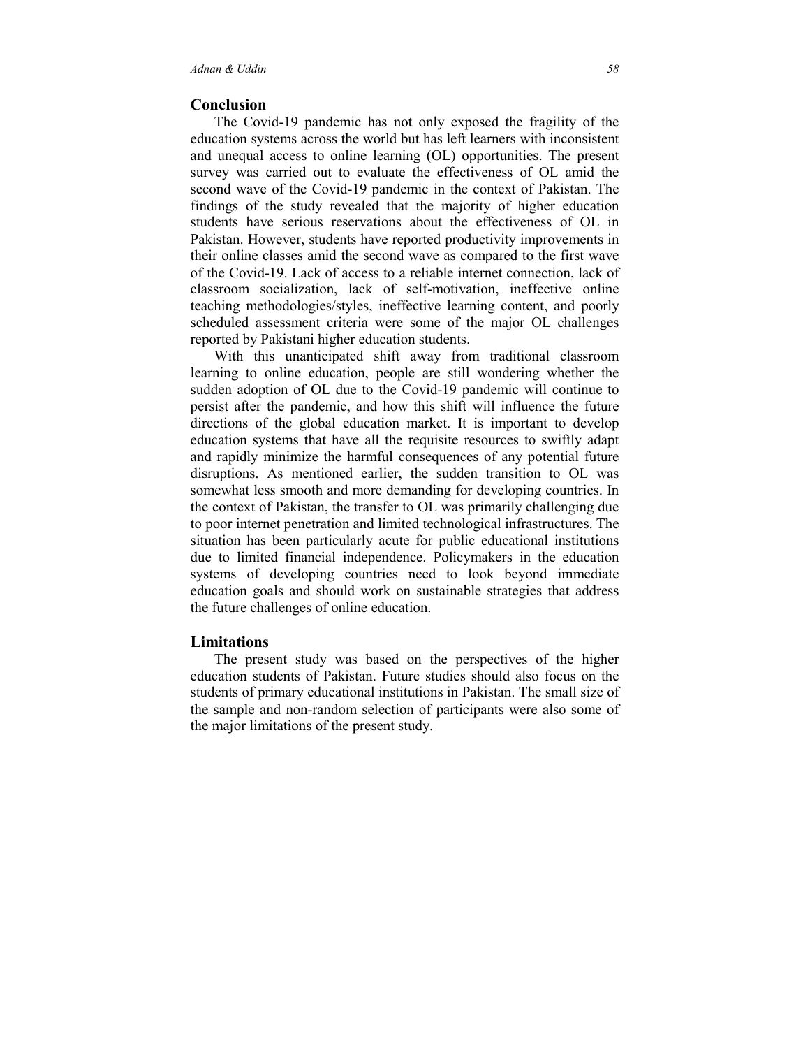## Conclusion

The Covid-19 pandemic has not only exposed the fragility of the education systems across the world but has left learners with inconsistent and unequal access to online learning (OL) opportunities. The present survey was carried out to evaluate the effectiveness of OL amid the second wave of the Covid-19 pandemic in the context of Pakistan. The findings of the study revealed that the majority of higher education students have serious reservations about the effectiveness of OL in Pakistan. However, students have reported productivity improvements in their online classes amid the second wave as compared to the first wave of the Covid-19. Lack of access to a reliable internet connection, lack of classroom socialization, lack of self-motivation, ineffective online teaching methodologies/styles, ineffective learning content, and poorly scheduled assessment criteria were some of the major OL challenges reported by Pakistani higher education students.

With this unanticipated shift away from traditional classroom learning to online education, people are still wondering whether the sudden adoption of OL due to the Covid-19 pandemic will continue to persist after the pandemic, and how this shift will influence the future directions of the global education market. It is important to develop education systems that have all the requisite resources to swiftly adapt and rapidly minimize the harmful consequences of any potential future disruptions. As mentioned earlier, the sudden transition to OL was somewhat less smooth and more demanding for developing countries. In the context of Pakistan, the transfer to OL was primarily challenging due to poor internet penetration and limited technological infrastructures. The situation has been particularly acute for public educational institutions due to limited financial independence. Policymakers in the education systems of developing countries need to look beyond immediate education goals and should work on sustainable strategies that address the future challenges of online education.

## Limitations

The present study was based on the perspectives of the higher education students of Pakistan. Future studies should also focus on the students of primary educational institutions in Pakistan. The small size of the sample and non-random selection of participants were also some of the major limitations of the present study.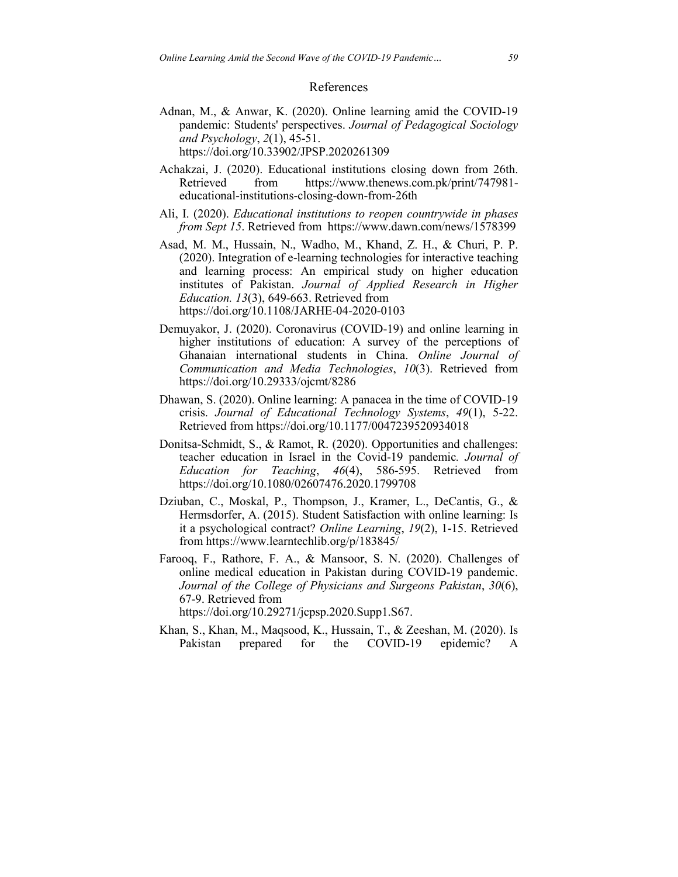## References

Adnan, M., & Anwar, K. (2020). Online learning amid the COVID-19 pandemic: Students' perspectives. *Journal of Pedagogical Sociology and Psychology*, *2*(1), 45-51. https://doi.org/10.33902/JPSP.2020261309

Achakzai, J. (2020). Educational institutions closing down from 26th. Retrieved from https://www.thenews.com.pk/print/747981-educational-institutions-closing-down-from-26th

Ali, I. (2020). *Educational institutions to reopen countrywide in phases from Sept 15*. Retrieved from https://www.dawn.com/news/1578399

Asad, M. M., Hussain, N., Wadho, M., Khand, Z. H., & Churi, P. P. (2020). Integration of e-learning technologies for interactive teaching and learning process: An empirical study on higher education institutes of Pakistan. *Journal of Applied Research in Higher Education. 13*(3), 649-663. Retrieved from https://doi.org/10.1108/JARHE-04-2020-0103

Demuyakor, J. (2020). Coronavirus (COVID-19) and online learning in higher institutions of education: A survey of the perceptions of Ghanaian international students in China. *Online Journal of Communication and Media Technologies*, *10*(3). Retrieved from https://doi.org/10.29333/ojcmt/8286

Dhawan, S. (2020). Online learning: A panacea in the time of COVID-19 crisis. *Journal of Educational Technology Systems*, *49*(1), 5-22. Retrieved from https://doi.org/10.1177/0047239520934018

Donitsa-Schmidt, S., & Ramot, R. (2020). Opportunities and challenges: teacher education in Israel in the Covid-19 pandemic*. Journal of Education for Teaching*, *46*(4), 586-595. Retrieved from https://doi.org/10.1080/02607476.2020.1799708

Dziuban, C., Moskal, P., Thompson, J., Kramer, L., DeCantis, G., & Hermsdorfer, A. (2015). Student Satisfaction with online learning: Is it a psychological contract? *Online Learning*, *19*(2), 1-15. Retrieved from https://www.learntechlib.org/p/183845/

Farooq, F., Rathore, F. A., & Mansoor, S. N. (2020). Challenges of online medical education in Pakistan during COVID-19 pandemic. *Journal of the College of Physicians and Surgeons Pakistan*, *30*(6), 67-9. Retrieved from https://doi.org/10.29271/jcpsp.2020.Supp1.S67.

Khan, S., Khan, M., Maqsood, K., Hussain, T., & Zeeshan, M. (2020). Is Pakistan prepared for the COVID-19 epidemic? A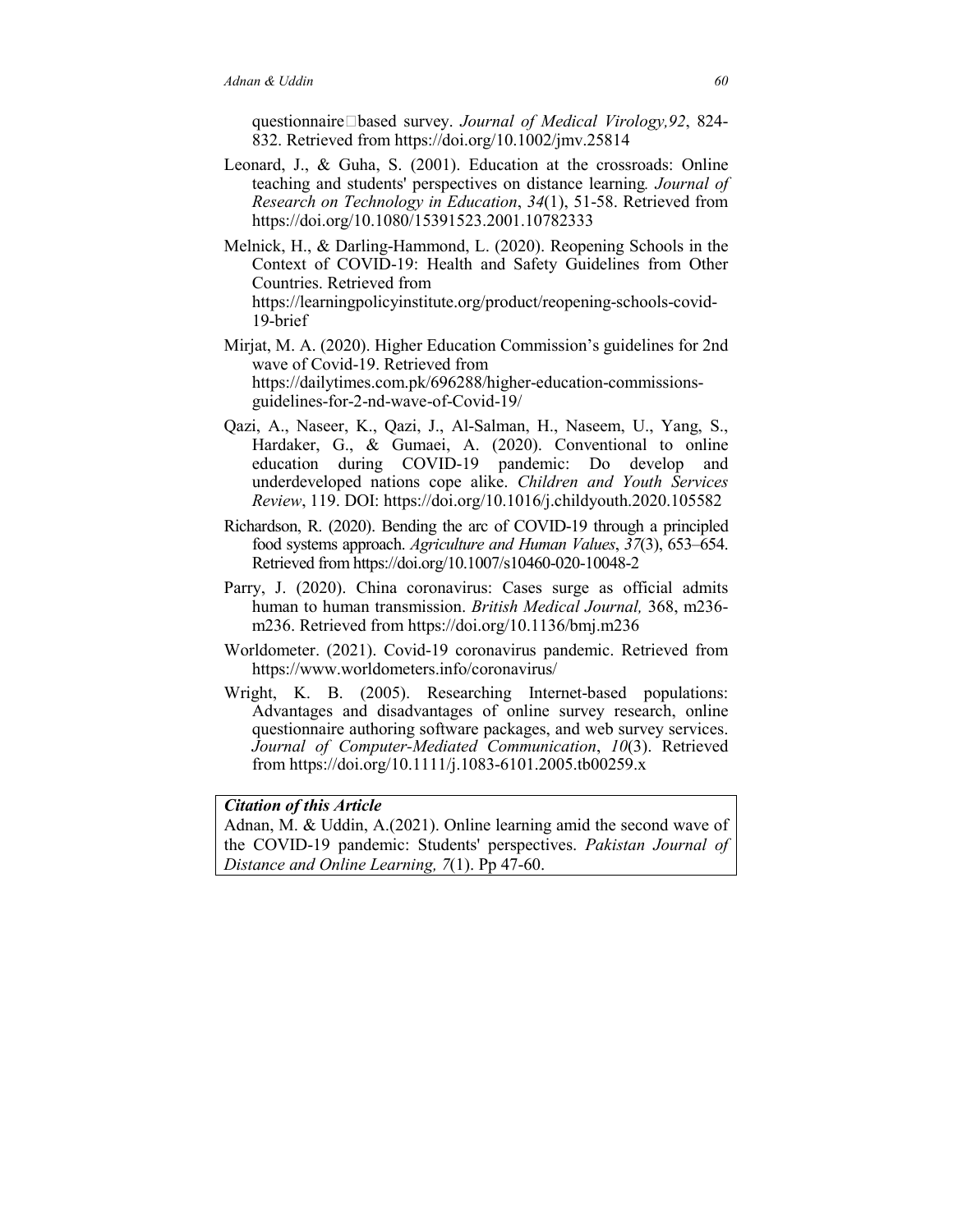questionnaire□based survey. *Journal of Medical Virology,92*, 824-832. Retrieved from https://doi.org/10.1002/jmv.25814

Leonard, J., & Guha, S. (2001). Education at the crossroads: Online teaching and students' perspectives on distance learning*. Journal of Research on Technology in Education*, *34*(1), 51-58. Retrieved from https://doi.org/10.1080/15391523.2001.10782333

Melnick, H., & Darling-Hammond, L. (2020). Reopening Schools in the Context of COVID-19: Health and Safety Guidelines from Other Countries. Retrieved from https://learningpolicyinstitute.org/product/reopening-schools-covid-19-brief

Mirjat, M. A. (2020). Higher Education Commission's guidelines for 2nd wave of Covid-19. Retrieved from https://dailytimes.com.pk/696288/higher-education-commissions-guidelines-for-2-nd-wave-of-Covid-19/

Qazi, A., Naseer, K., Qazi, J., Al-Salman, H., Naseem, U., Yang, S., Hardaker, G., & Gumaei, A. (2020). Conventional to online education during COVID-19 pandemic: Do develop and underdeveloped nations cope alike. *Children and Youth Services Review*, 119. DOI: https://doi.org/10.1016/j.childyouth.2020.105582

Richardson, R. (2020). Bending the arc of COVID-19 through a principled food systems approach. *Agriculture and Human Values*, *37*(3), 653–654. Retrieved from https://doi.org/10.1007/s10460-020-10048-2

Parry, J. (2020). China coronavirus: Cases surge as official admits human to human transmission. *British Medical Journal,* 368, m236-m236. Retrieved from https://doi.org/10.1136/bmj.m236

Worldometer. (2021). Covid-19 coronavirus pandemic. Retrieved from https://www.worldometers.info/coronavirus/

Wright, K. B. (2005). Researching Internet-based populations: Advantages and disadvantages of online survey research, online questionnaire authoring software packages, and web survey services. *Journal of Computer-Mediated Communication*, *10*(3). Retrieved from https://doi.org/10.1111/j.1083-6101.2005.tb00259.x

***Citation of this Article***

Adnan, M. & Uddin, A.(2021). Online learning amid the second wave of the COVID-19 pandemic: Students' perspectives. *Pakistan Journal of Distance and Online Learning, 7*(1). Pp 47-60.